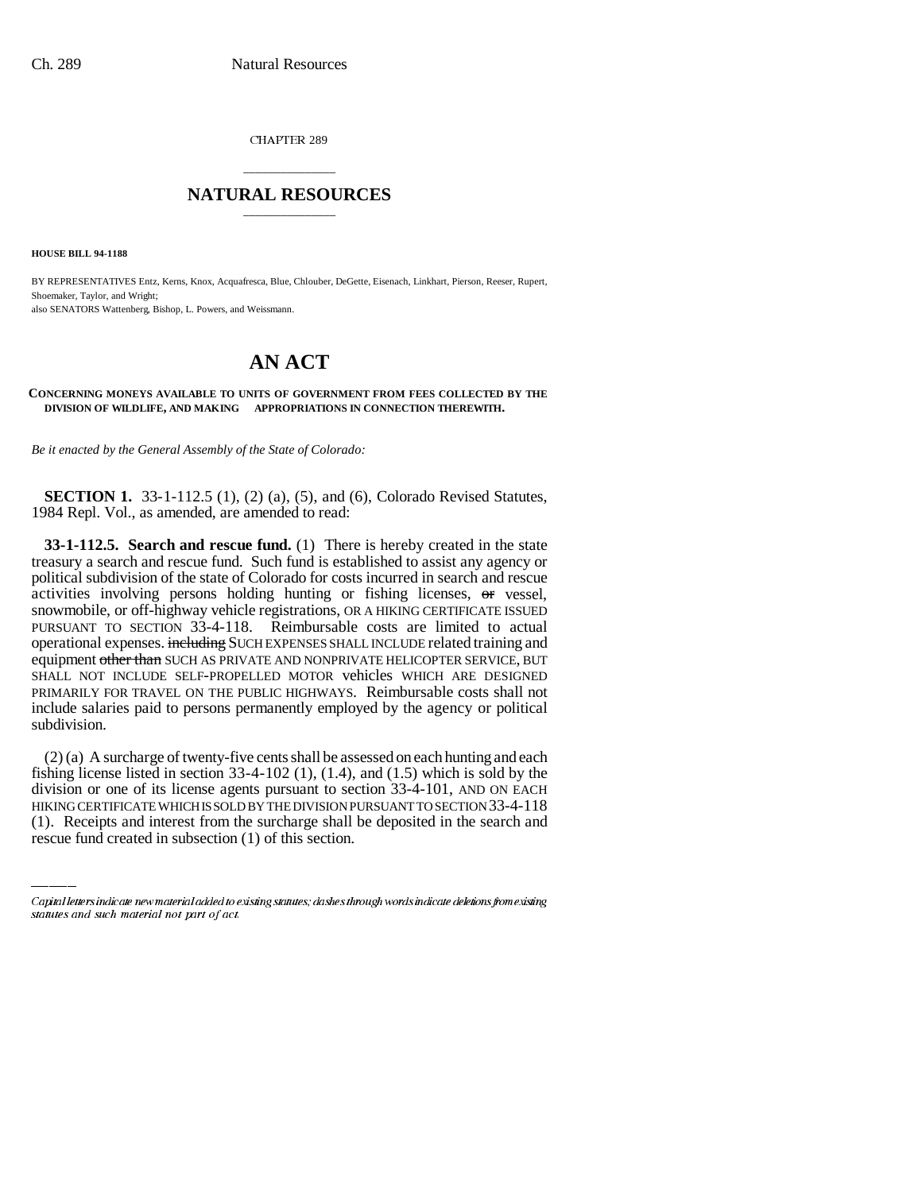CHAPTER 289

# NATURAL RESOURCES

**HOUSE BILL 94-1188**

BY REPRESENTATIVES Entz, Kerns, Knox, Acquafresca, Blue, Chlouber, DeGette, Eisenach, Linkhart, Pierson, Reeser, Rupert, Shoemaker, Taylor, and Wright;
also SENATORS Wattenberg, Bishop, L. Powers, and Weissmann.

# AN ACT

**CONCERNING MONEYS AVAILABLE TO UNITS OF GOVERNMENT FROM FEES COLLECTED BY THE DIVISION OF WILDLIFE, AND MAKING APPROPRIATIONS IN CONNECTION THEREWITH.**

*Be it enacted by the General Assembly of the State of Colorado:*

**SECTION 1.** 33-1-112.5 (1), (2) (a), (5), and (6), Colorado Revised Statutes, 1984 Repl. Vol., as amended, are amended to read:

**33-1-112.5. Search and rescue fund.** (1) There is hereby created in the state treasury a search and rescue fund. Such fund is established to assist any agency or political subdivision of the state of Colorado for costs incurred in search and rescue activities involving persons holding hunting or fishing licenses, ~~or~~ vessel, snowmobile, or off-highway vehicle registrations, OR A HIKING CERTIFICATE ISSUED PURSUANT TO SECTION 33-4-118. Reimbursable costs are limited to actual operational expenses. ~~including~~ SUCH EXPENSES SHALL INCLUDE related training and equipment ~~other than~~ SUCH AS PRIVATE AND NONPRIVATE HELICOPTER SERVICE, BUT SHALL NOT INCLUDE SELF-PROPELLED MOTOR vehicles WHICH ARE DESIGNED PRIMARILY FOR TRAVEL ON THE PUBLIC HIGHWAYS. Reimbursable costs shall not include salaries paid to persons permanently employed by the agency or political subdivision.

(2) (a) A surcharge of twenty-five cents shall be assessed on each hunting and each fishing license listed in section 33-4-102 (1), (1.4), and (1.5) which is sold by the division or one of its license agents pursuant to section 33-4-101, AND ON EACH HIKING CERTIFICATE WHICH IS SOLD BY THE DIVISION PURSUANT TO SECTION 33-4-118 (1). Receipts and interest from the surcharge shall be deposited in the search and rescue fund created in subsection (1) of this section.

Capital letters indicate new material added to existing statutes; dashes through words indicate deletions from existing statutes and such material not part of act.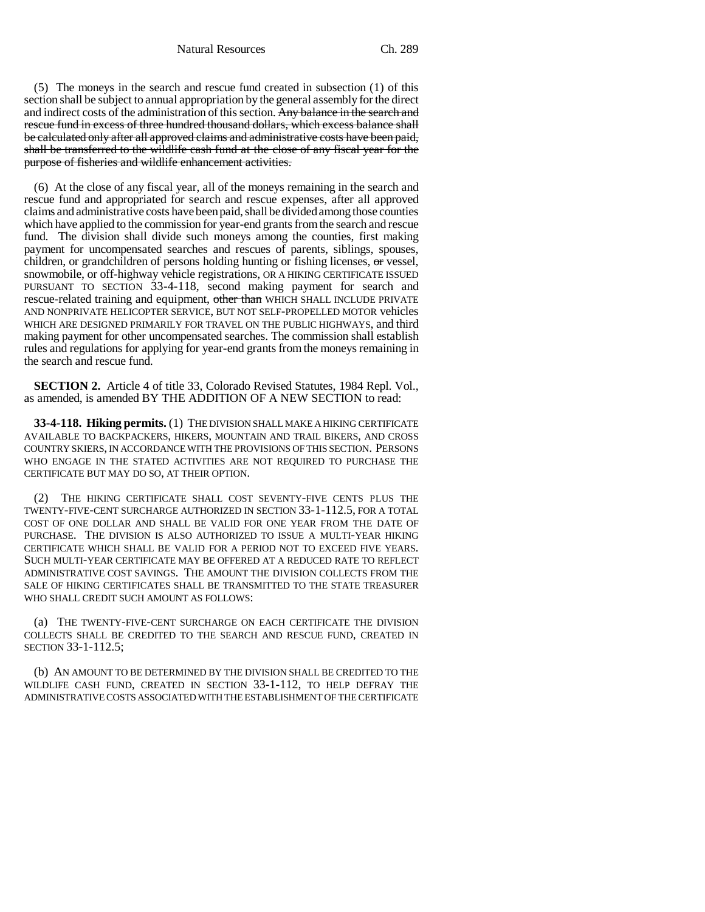(5) The moneys in the search and rescue fund created in subsection (1) of this section shall be subject to annual appropriation by the general assembly for the direct and indirect costs of the administration of this section. ~~Any balance in the search and rescue fund in excess of three hundred thousand dollars, which excess balance shall be calculated only after all approved claims and administrative costs have been paid, shall be transferred to the wildlife cash fund at the close of any fiscal year for the purpose of fisheries and wildlife enhancement activities.~~

(6) At the close of any fiscal year, all of the moneys remaining in the search and rescue fund and appropriated for search and rescue expenses, after all approved claims and administrative costs have been paid, shall be divided among those counties which have applied to the commission for year-end grants from the search and rescue fund. The division shall divide such moneys among the counties, first making payment for uncompensated searches and rescues of parents, siblings, spouses, children, or grandchildren of persons holding hunting or fishing licenses, ~~or~~ vessel, snowmobile, or off-highway vehicle registrations, OR A HIKING CERTIFICATE ISSUED PURSUANT TO SECTION 33-4-118, second making payment for search and rescue-related training and equipment, ~~other than~~ WHICH SHALL INCLUDE PRIVATE AND NONPRIVATE HELICOPTER SERVICE, BUT NOT SELF-PROPELLED MOTOR vehicles WHICH ARE DESIGNED PRIMARILY FOR TRAVEL ON THE PUBLIC HIGHWAYS, and third making payment for other uncompensated searches. The commission shall establish rules and regulations for applying for year-end grants from the moneys remaining in the search and rescue fund.

**SECTION 2.** Article 4 of title 33, Colorado Revised Statutes, 1984 Repl. Vol., as amended, is amended BY THE ADDITION OF A NEW SECTION to read:

**33-4-118. Hiking permits.** (1) THE DIVISION SHALL MAKE A HIKING CERTIFICATE AVAILABLE TO BACKPACKERS, HIKERS, MOUNTAIN AND TRAIL BIKERS, AND CROSS COUNTRY SKIERS, IN ACCORDANCE WITH THE PROVISIONS OF THIS SECTION. PERSONS WHO ENGAGE IN THE STATED ACTIVITIES ARE NOT REQUIRED TO PURCHASE THE CERTIFICATE BUT MAY DO SO, AT THEIR OPTION.

(2) THE HIKING CERTIFICATE SHALL COST SEVENTY-FIVE CENTS PLUS THE TWENTY-FIVE-CENT SURCHARGE AUTHORIZED IN SECTION 33-1-112.5, FOR A TOTAL COST OF ONE DOLLAR AND SHALL BE VALID FOR ONE YEAR FROM THE DATE OF PURCHASE. THE DIVISION IS ALSO AUTHORIZED TO ISSUE A MULTI-YEAR HIKING CERTIFICATE WHICH SHALL BE VALID FOR A PERIOD NOT TO EXCEED FIVE YEARS. SUCH MULTI-YEAR CERTIFICATE MAY BE OFFERED AT A REDUCED RATE TO REFLECT ADMINISTRATIVE COST SAVINGS. THE AMOUNT THE DIVISION COLLECTS FROM THE SALE OF HIKING CERTIFICATES SHALL BE TRANSMITTED TO THE STATE TREASURER WHO SHALL CREDIT SUCH AMOUNT AS FOLLOWS:

(a) THE TWENTY-FIVE-CENT SURCHARGE ON EACH CERTIFICATE THE DIVISION COLLECTS SHALL BE CREDITED TO THE SEARCH AND RESCUE FUND, CREATED IN SECTION 33-1-112.5;

(b) AN AMOUNT TO BE DETERMINED BY THE DIVISION SHALL BE CREDITED TO THE WILDLIFE CASH FUND, CREATED IN SECTION 33-1-112, TO HELP DEFRAY THE ADMINISTRATIVE COSTS ASSOCIATED WITH THE ESTABLISHMENT OF THE CERTIFICATE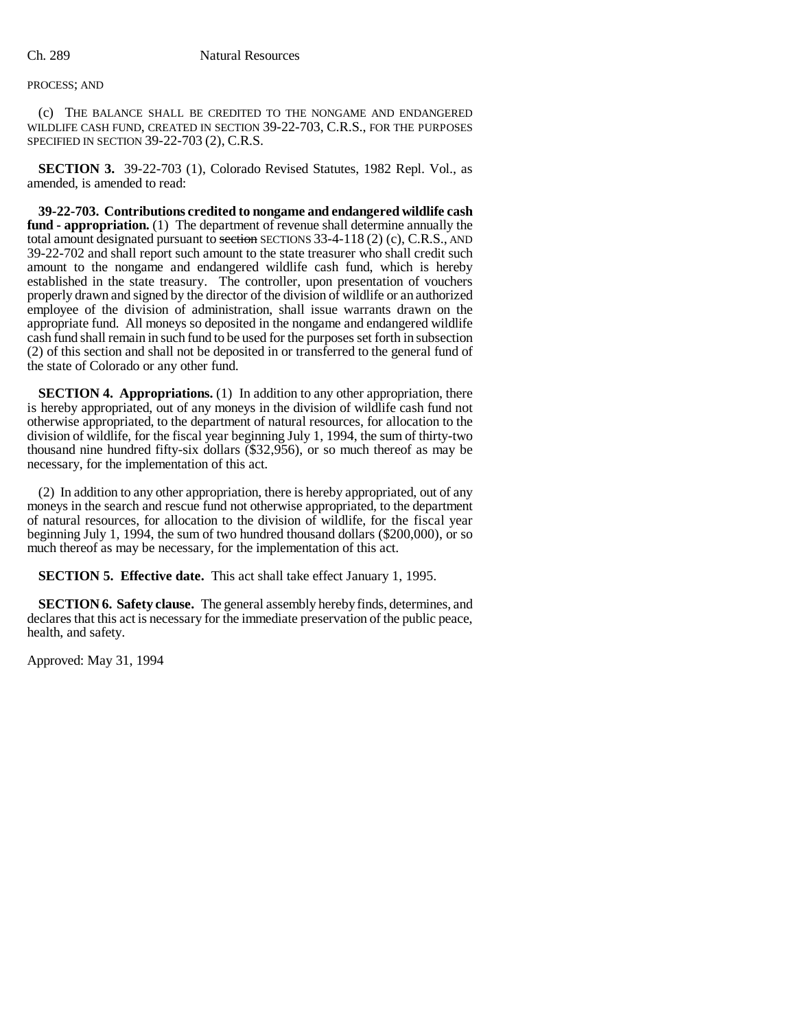PROCESS; AND

(c) THE BALANCE SHALL BE CREDITED TO THE NONGAME AND ENDANGERED WILDLIFE CASH FUND, CREATED IN SECTION 39-22-703, C.R.S., FOR THE PURPOSES SPECIFIED IN SECTION 39-22-703 (2), C.R.S.

**SECTION 3.** 39-22-703 (1), Colorado Revised Statutes, 1982 Repl. Vol., as amended, is amended to read:

**39-22-703. Contributions credited to nongame and endangered wildlife cash fund - appropriation.** (1) The department of revenue shall determine annually the total amount designated pursuant to ~~section~~ SECTIONS 33-4-118 (2) (c), C.R.S., AND 39-22-702 and shall report such amount to the state treasurer who shall credit such amount to the nongame and endangered wildlife cash fund, which is hereby established in the state treasury. The controller, upon presentation of vouchers properly drawn and signed by the director of the division of wildlife or an authorized employee of the division of administration, shall issue warrants drawn on the appropriate fund. All moneys so deposited in the nongame and endangered wildlife cash fund shall remain in such fund to be used for the purposes set forth in subsection (2) of this section and shall not be deposited in or transferred to the general fund of the state of Colorado or any other fund.

**SECTION 4. Appropriations.** (1) In addition to any other appropriation, there is hereby appropriated, out of any moneys in the division of wildlife cash fund not otherwise appropriated, to the department of natural resources, for allocation to the division of wildlife, for the fiscal year beginning July 1, 1994, the sum of thirty-two thousand nine hundred fifty-six dollars ($32,956), or so much thereof as may be necessary, for the implementation of this act.

(2) In addition to any other appropriation, there is hereby appropriated, out of any moneys in the search and rescue fund not otherwise appropriated, to the department of natural resources, for allocation to the division of wildlife, for the fiscal year beginning July 1, 1994, the sum of two hundred thousand dollars ($200,000), or so much thereof as may be necessary, for the implementation of this act.

**SECTION 5. Effective date.** This act shall take effect January 1, 1995.

**SECTION 6. Safety clause.** The general assembly hereby finds, determines, and declares that this act is necessary for the immediate preservation of the public peace, health, and safety.

Approved: May 31, 1994